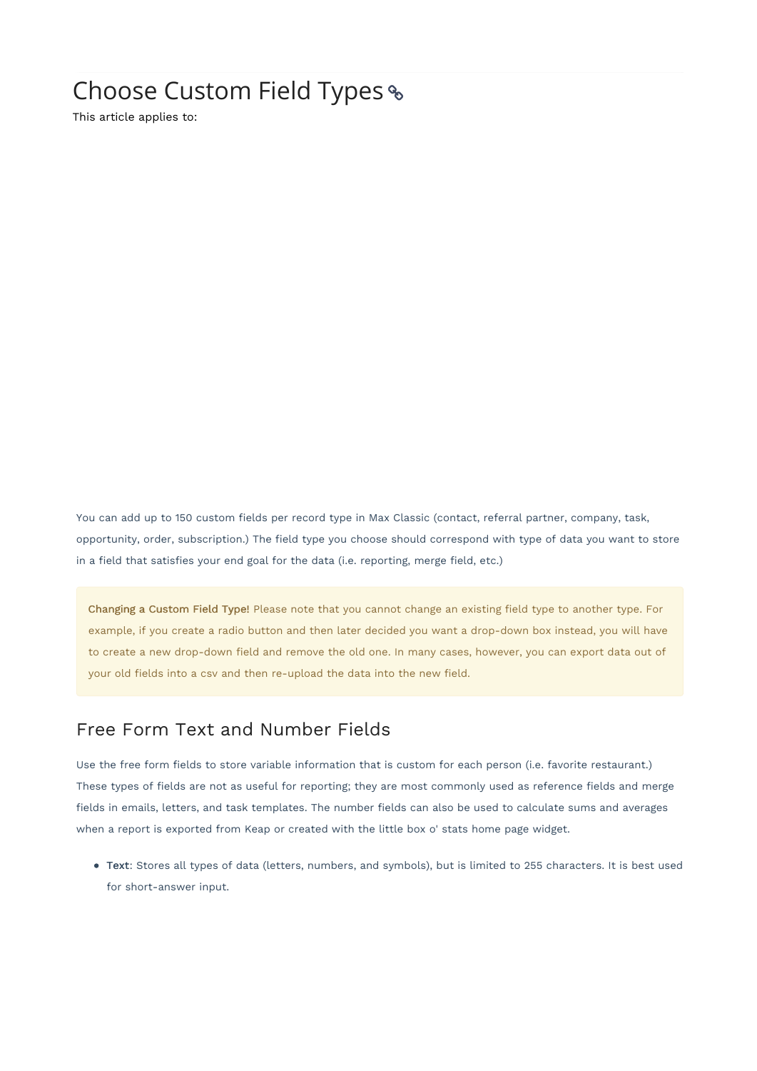# Choose Custom Field Types

This article applies to:

You can add up to 150 custom fields per record type in Max Classic (contact, referral partner, company, task, opportunity, order, subscription.) The field type you choose should correspond with type of data you want to store in a field that satisfies your end goal for the data (i.e. reporting, merge field, etc.)

**Changing a Custom Field Type!** Please note that you cannot change an existing field type to another type. For example, if you create a radio button and then later decided you want a drop-down box instead, you will have to create a new drop-down field and remove the old one. In many cases, however, you can export data out of your old fields into a csv and then re-upload the data into the new field.

## Free Form Text and Number Fields

Use the free form fields to store variable information that is custom for each person (i.e. favorite restaurant.) These types of fields are not as useful for reporting; they are most commonly used as reference fields and merge fields in emails, letters, and task templates. The number fields can also be used to calculate sums and averages when a report is exported from Keap or created with the little box o' stats home page widget.

- **Text**: Stores all types of data (letters, numbers, and symbols), but is limited to 255 characters. It is best used for short-answer input.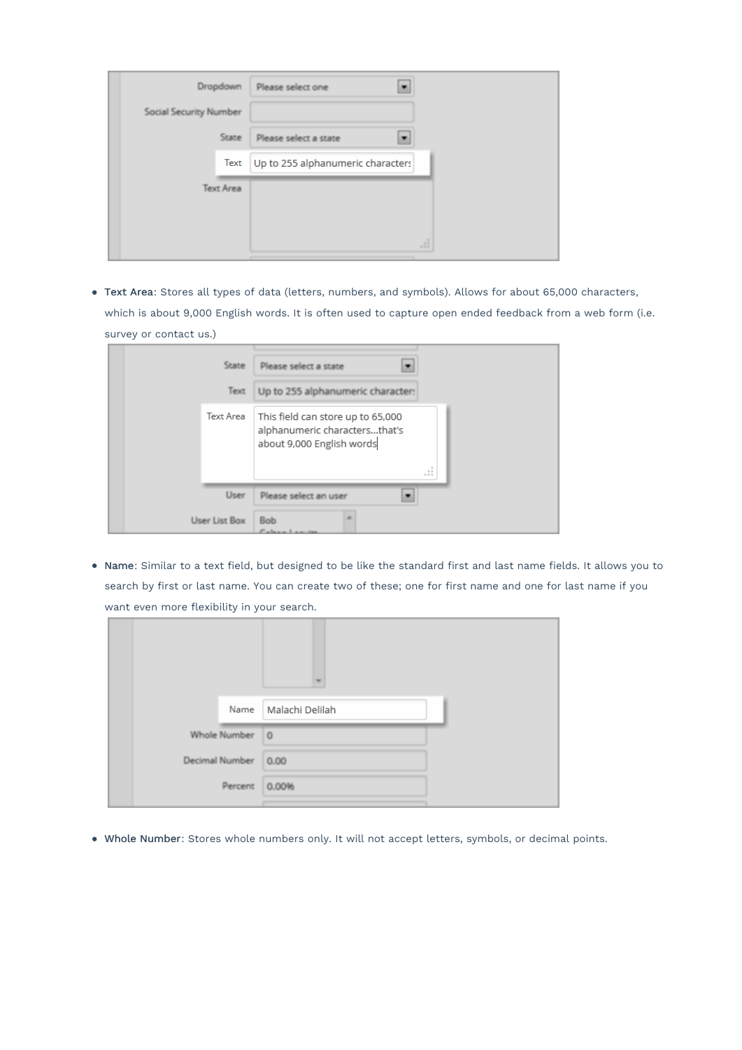- **Text Area**: Stores all types of data (letters, numbers, and symbols). Allows for about 65,000 characters, which is about 9,000 English words. It is often used to capture open ended feedback from a web form (i.e. survey or contact us.)

- **Name**: Similar to a text field, but designed to be like the standard first and last name fields. It allows you to search by first or last name. You can create two of these; one for first name and one for last name if you want even more flexibility in your search.

- **Whole Number**: Stores whole numbers only. It will not accept letters, symbols, or decimal points.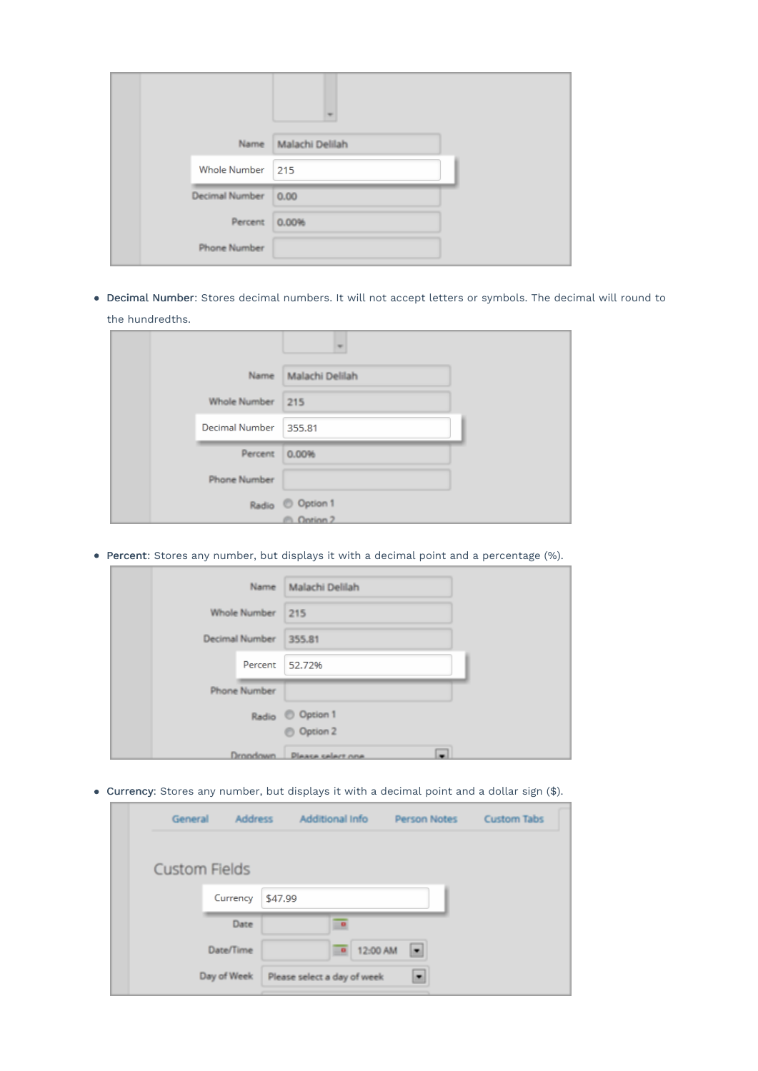- **Decimal Number**: Stores decimal numbers. It will not accept letters or symbols. The decimal will round to the hundredths.

- **Percent**: Stores any number, but displays it with a decimal point and a percentage (%).

- **Currency**: Stores any number, but displays it with a decimal point and a dollar sign ($).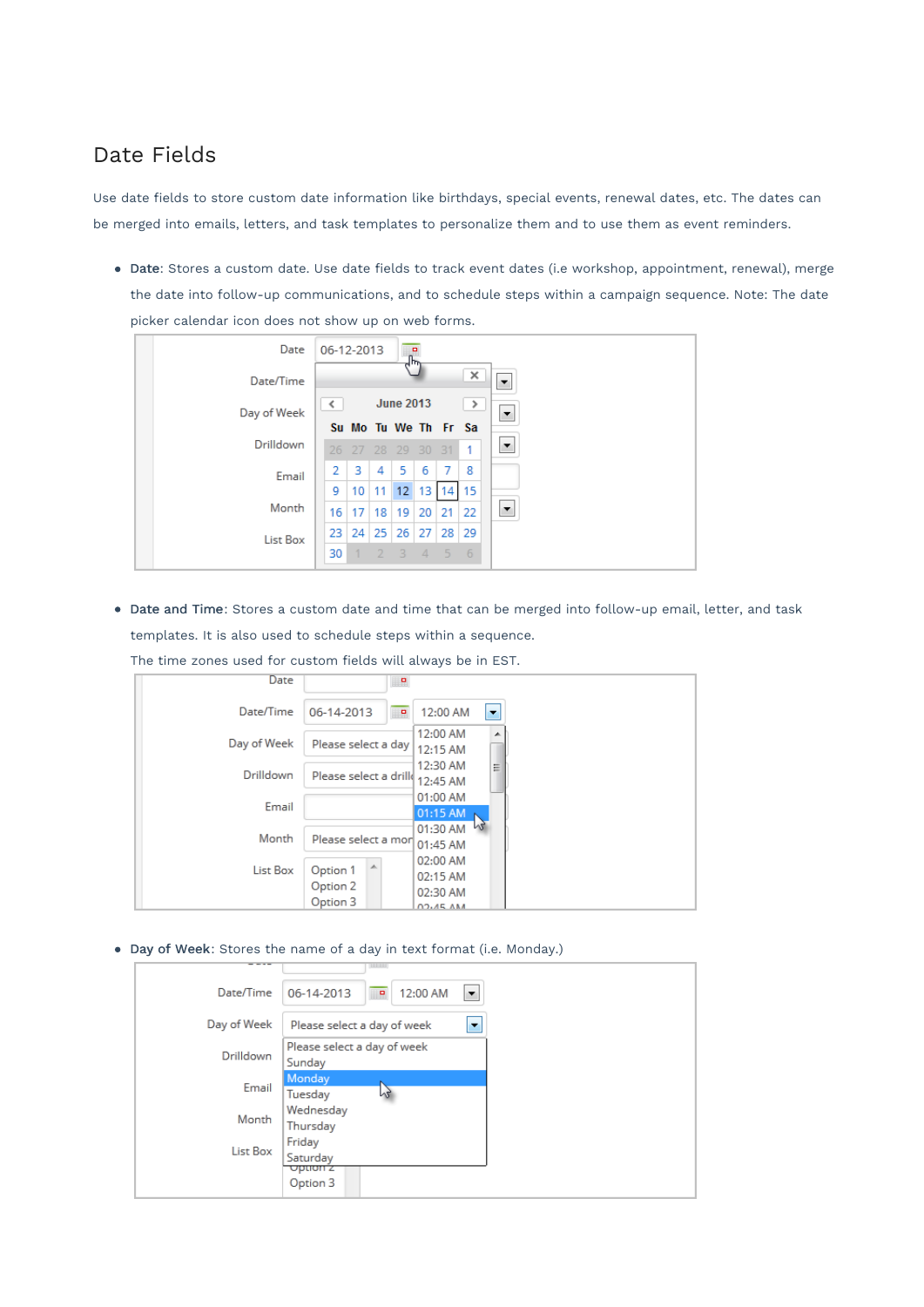## Date Fields

Use date fields to store custom date information like birthdays, special events, renewal dates, etc. The dates can be merged into emails, letters, and task templates to personalize them and to use them as event reminders.

- **Date**: Stores a custom date. Use date fields to track event dates (i.e workshop, appointment, renewal), merge the date into follow-up communications, and to schedule steps within a campaign sequence. Note: The date picker calendar icon does not show up on web forms.

- **Date and Time**: Stores a custom date and time that can be merged into follow-up email, letter, and task templates. It is also used to schedule steps within a sequence.

  The time zones used for custom fields will always be in EST.

- **Day of Week**: Stores the name of a day in text format (i.e. Monday.)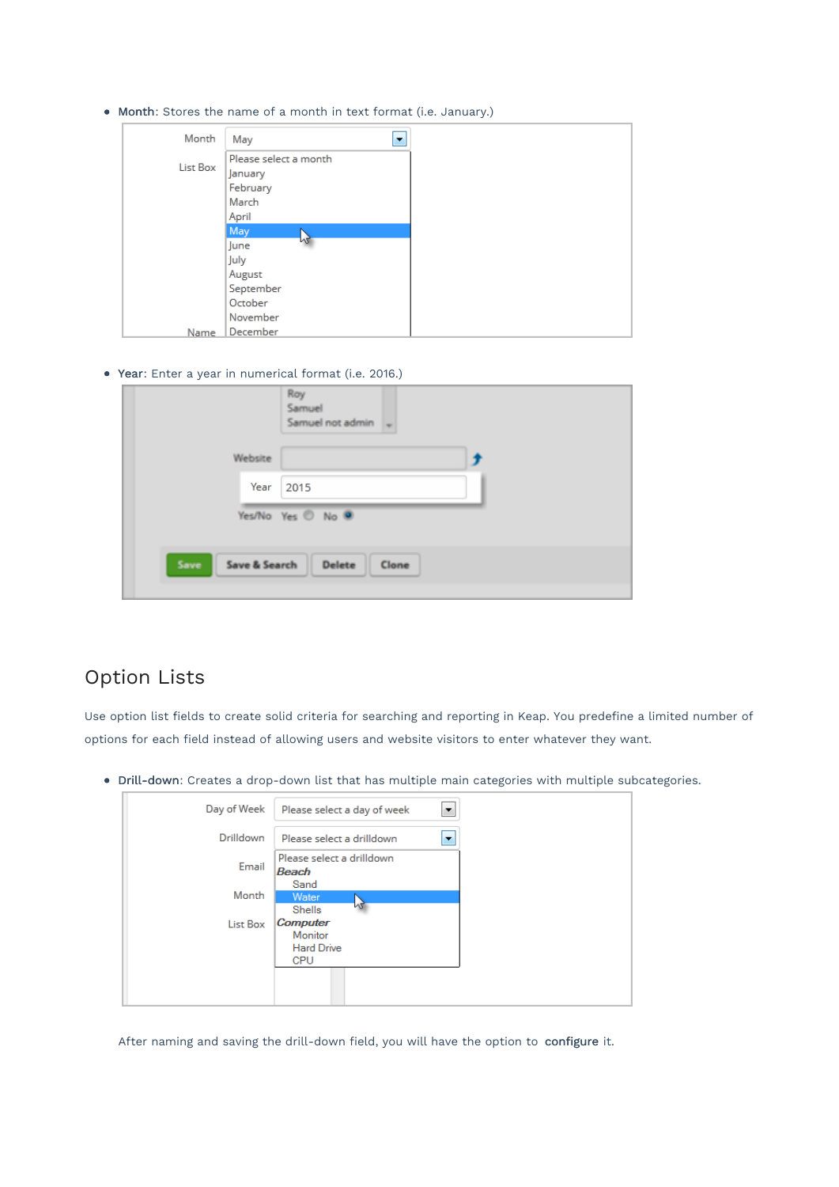- **Month**: Stores the name of a month in text format (i.e. January.)

- **Year**: Enter a year in numerical format (i.e. 2016.)

## Option Lists

Use option list fields to create solid criteria for searching and reporting in Keap. You predefine a limited number of options for each field instead of allowing users and website visitors to enter whatever they want.

- **Drill-down**: Creates a drop-down list that has multiple main categories with multiple subcategories.

After naming and saving the drill-down field, you will have the option to **configure** it.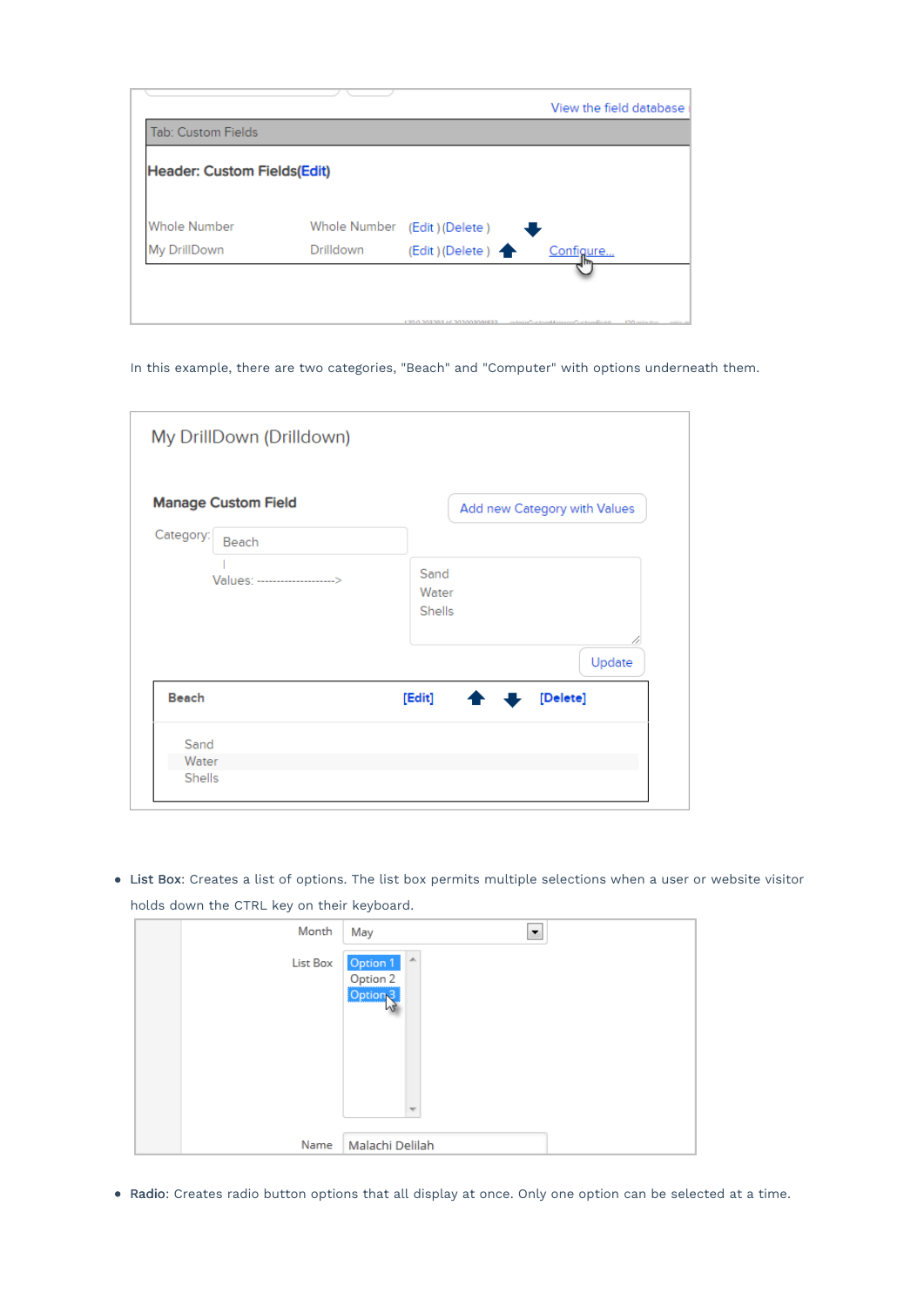In this example, there are two categories, "Beach" and "Computer" with options underneath them.

- **List Box**: Creates a list of options. The list box permits multiple selections when a user or website visitor holds down the CTRL key on their keyboard.

- **Radio**: Creates radio button options that all display at once. Only one option can be selected at a time.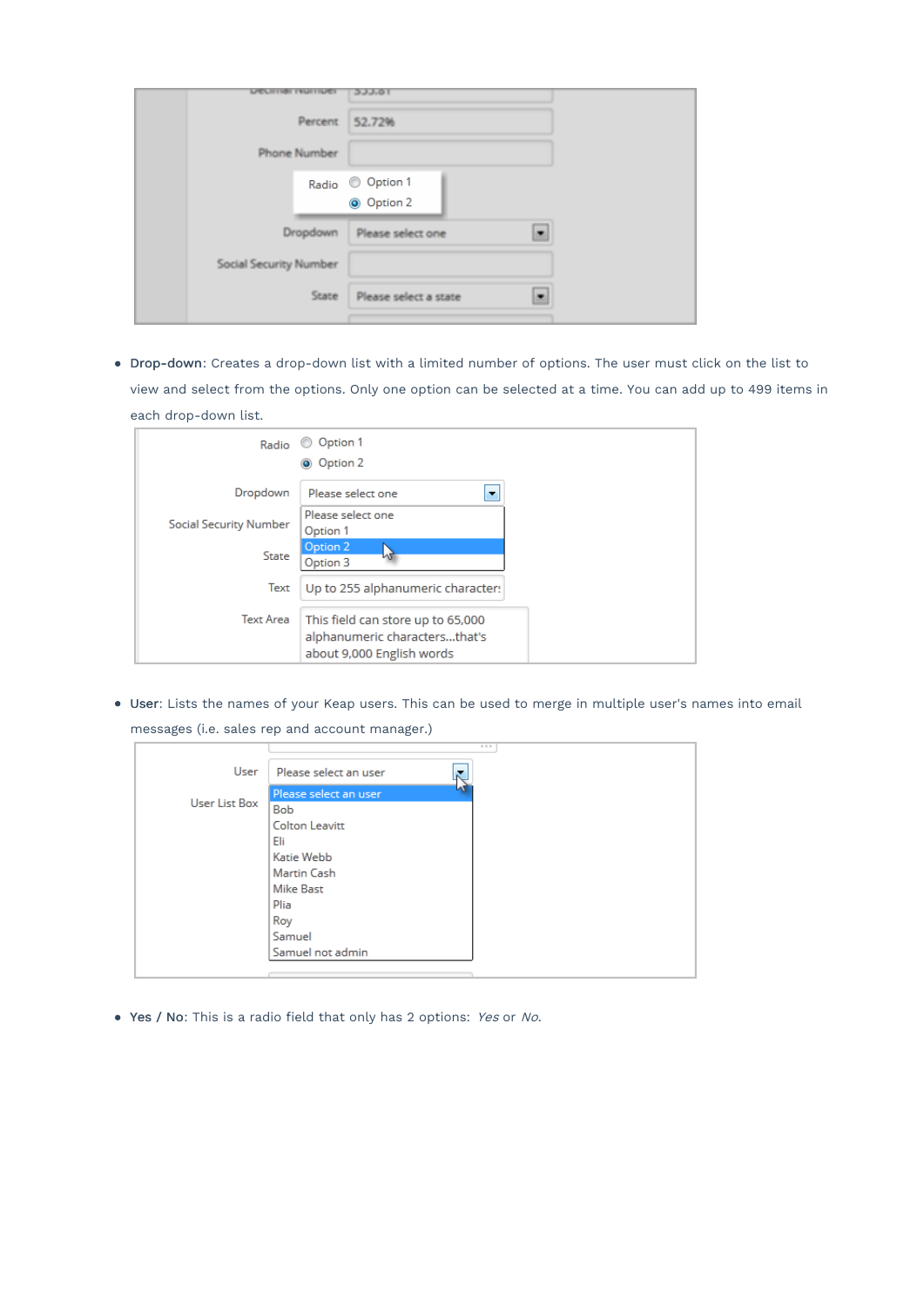- **Drop-down**: Creates a drop-down list with a limited number of options. The user must click on the list to view and select from the options. Only one option can be selected at a time. You can add up to 499 items in each drop-down list.

- **User**: Lists the names of your Keap users. This can be used to merge in multiple user's names into email messages (i.e. sales rep and account manager.)

- **Yes / No**: This is a radio field that only has 2 options: *Yes* or *No*.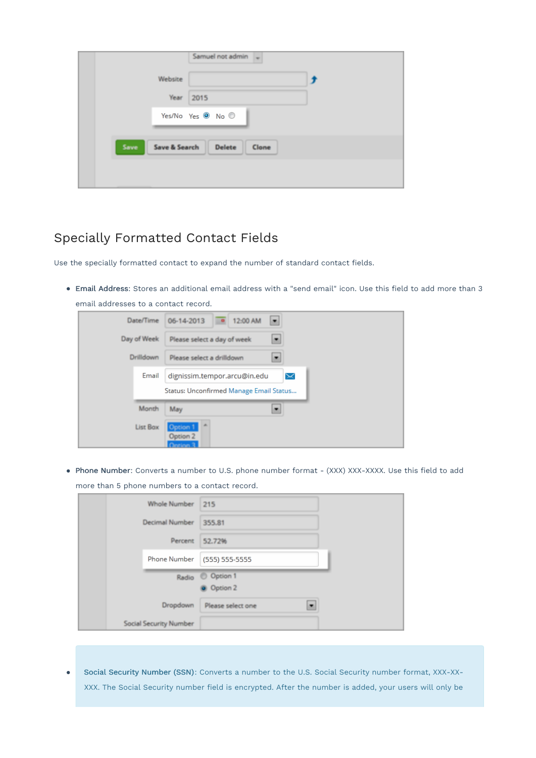## Specially Formatted Contact Fields

Use the specially formatted contact to expand the number of standard contact fields.

- **Email Address**: Stores an additional email address with a "send email" icon. Use this field to add more than 3 email addresses to a contact record.

- **Phone Number**: Converts a number to U.S. phone number format - (XXX) XXX-XXXX. Use this field to add more than 5 phone numbers to a contact record.

- **Social Security Number (SSN)**: Converts a number to the U.S. Social Security number format, XXX-XX-XXX. The Social Security number field is encrypted. After the number is added, your users will only be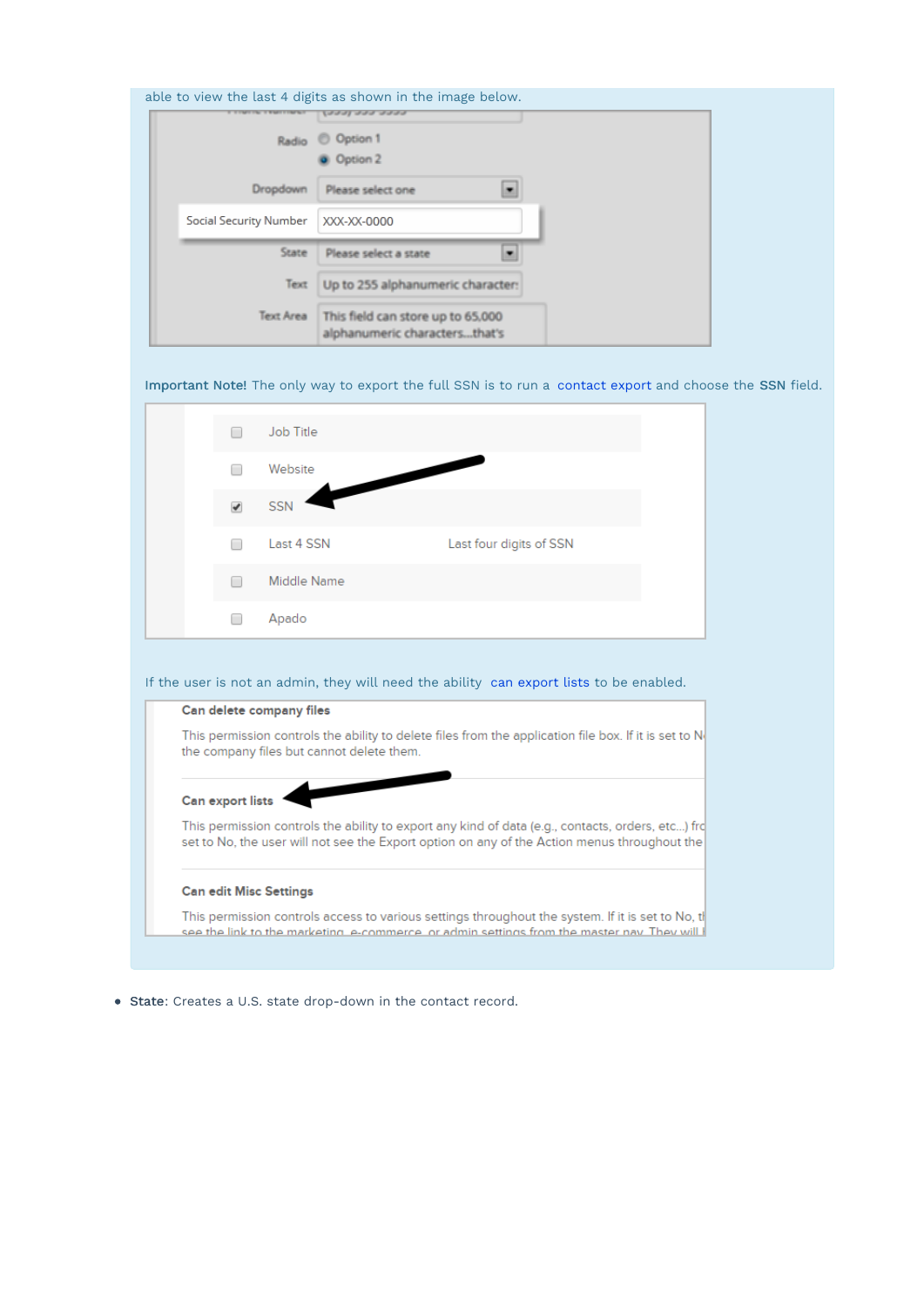able to view the last 4 digits as shown in the image below.

**Important Note!** The only way to export the full SSN is to run a contact export and choose the **SSN** field.

If the user is not an admin, they will need the ability can export lists to be enabled.

- **State**: Creates a U.S. state drop-down in the contact record.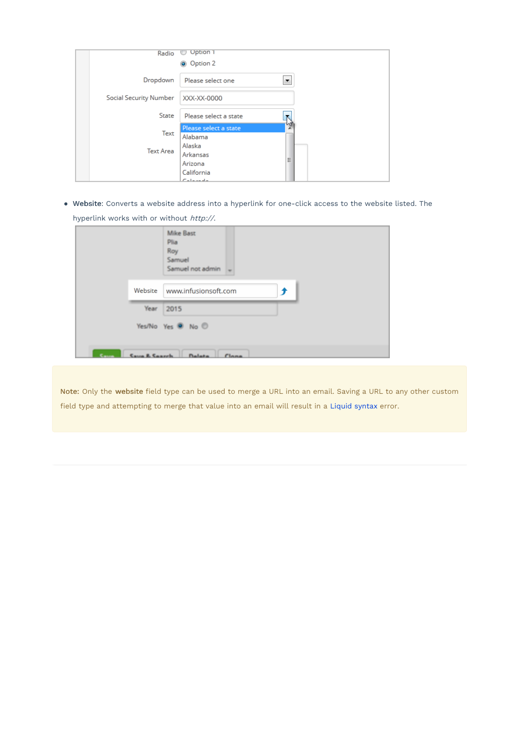- **Website**: Converts a website address into a hyperlink for one-click access to the website listed. The hyperlink works with or without *http://*.

**Note:** Only the **website** field type can be used to merge a URL into an email. Saving a URL to any other custom field type and attempting to merge that value into an email will result in a Liquid syntax error.